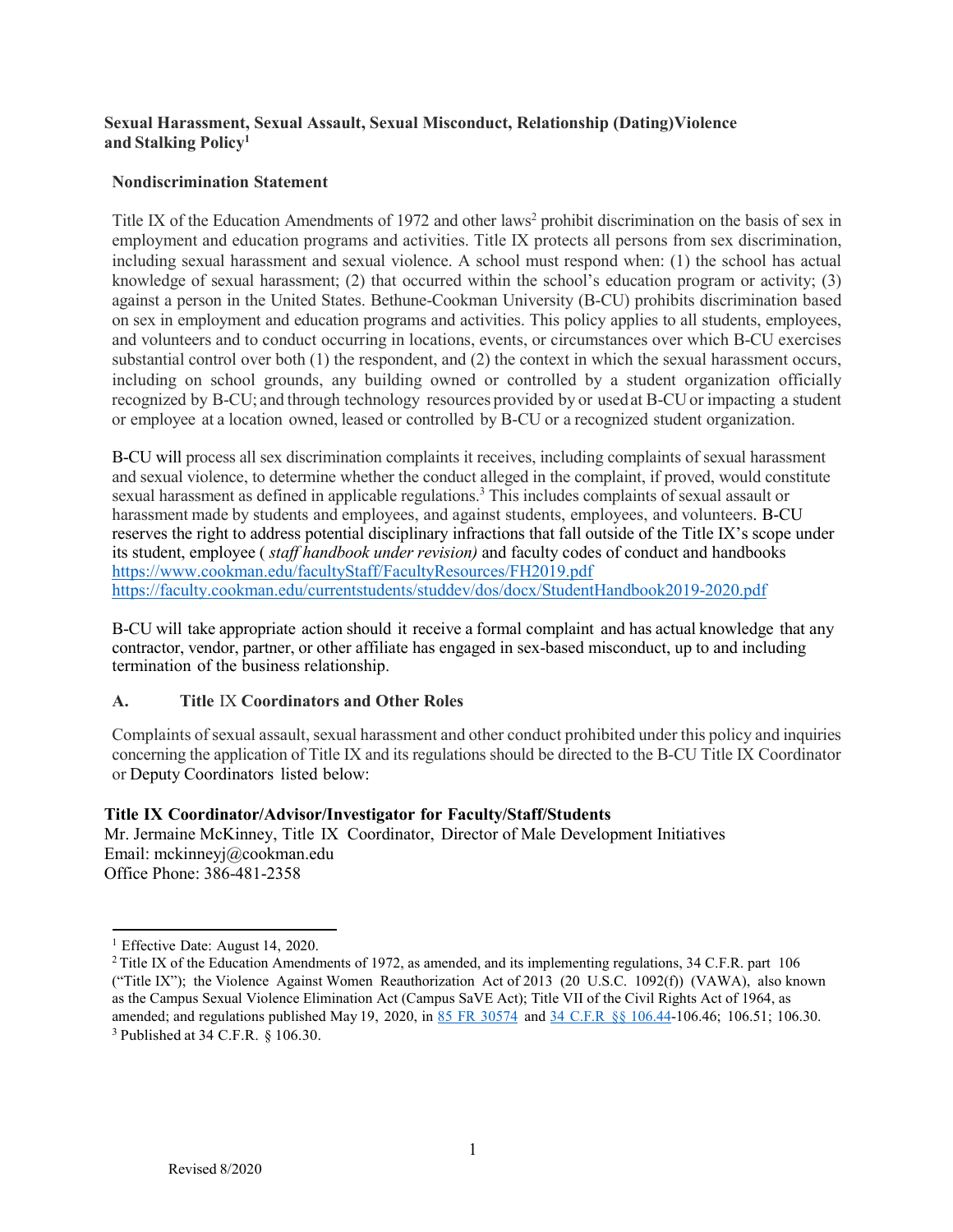**Sexual Harassment, Sexual Assault, Sexual Misconduct, Relationship (Dating)Violence and Stalking Policy[1]**

**Nondiscrimination Statement**

Title IX of the Education Amendments of 1972 and other laws[2] prohibit discrimination on the basis of sex in employment and education programs and activities. Title IX protects all persons from sex discrimination, including sexual harassment and sexual violence. A school must respond when: (1) the school has actual knowledge of sexual harassment; (2) that occurred within the school's education program or activity; (3) against a person in the United States. Bethune-Cookman University (B-CU) prohibits discrimination based on sex in employment and education programs and activities. This policy applies to all students, employees, and volunteers and to conduct occurring in locations, events, or circumstances over which B-CU exercises substantial control over both (1) the respondent, and (2) the context in which the sexual harassment occurs, including on school grounds, any building owned or controlled by a student organization officially recognized by B-CU; and through technology resources provided by or used at B-CU or impacting a student or employee at a location owned, leased or controlled by B-CU or a recognized student organization.

B-CU will process all sex discrimination complaints it receives, including complaints of sexual harassment and sexual violence, to determine whether the conduct alleged in the complaint, if proved, would constitute sexual harassment as defined in applicable regulations.[3] This includes complaints of sexual assault or harassment made by students and employees, and against students, employees, and volunteers. B-CU reserves the right to address potential disciplinary infractions that fall outside of the Title IX's scope under its student, employee ( *staff handbook under revision)* and faculty codes of conduct and handbooks https://www.cookman.edu/facultyStaff/FacultyResources/FH2019.pdf https://faculty.cookman.edu/currentstudents/studdev/dos/docx/StudentHandbook2019-2020.pdf

B-CU will take appropriate action should it receive a formal complaint and has actual knowledge that any contractor, vendor, partner, or other affiliate has engaged in sex-based misconduct, up to and including termination of the business relationship.

## A. Title IX Coordinators and Other Roles

Complaints of sexual assault, sexual harassment and other conduct prohibited under this policy and inquiries concerning the application of Title IX and its regulations should be directed to the B-CU Title IX Coordinator or Deputy Coordinators listed below:

**Title IX Coordinator/Advisor/Investigator for Faculty/Staff/Students**
Mr. Jermaine McKinney, Title IX Coordinator, Director of Male Development Initiatives
Email: mckinneyj@cookman.edu
Office Phone: 386-481-2358

---

[1] Effective Date: August 14, 2020.

[2] Title IX of the Education Amendments of 1972, as amended, and its implementing regulations, 34 C.F.R. part 106 ("Title IX"); the Violence Against Women Reauthorization Act of 2013 (20 U.S.C. 1092(f)) (VAWA), also known as the Campus Sexual Violence Elimination Act (Campus SaVE Act); Title VII of the Civil Rights Act of 1964, as amended; and regulations published May 19, 2020, in 85 FR 30574 and 34 C.F.R §§ 106.44-106.46; 106.51; 106.30.

[3] Published at 34 C.F.R. § 106.30.

Revised 8/2020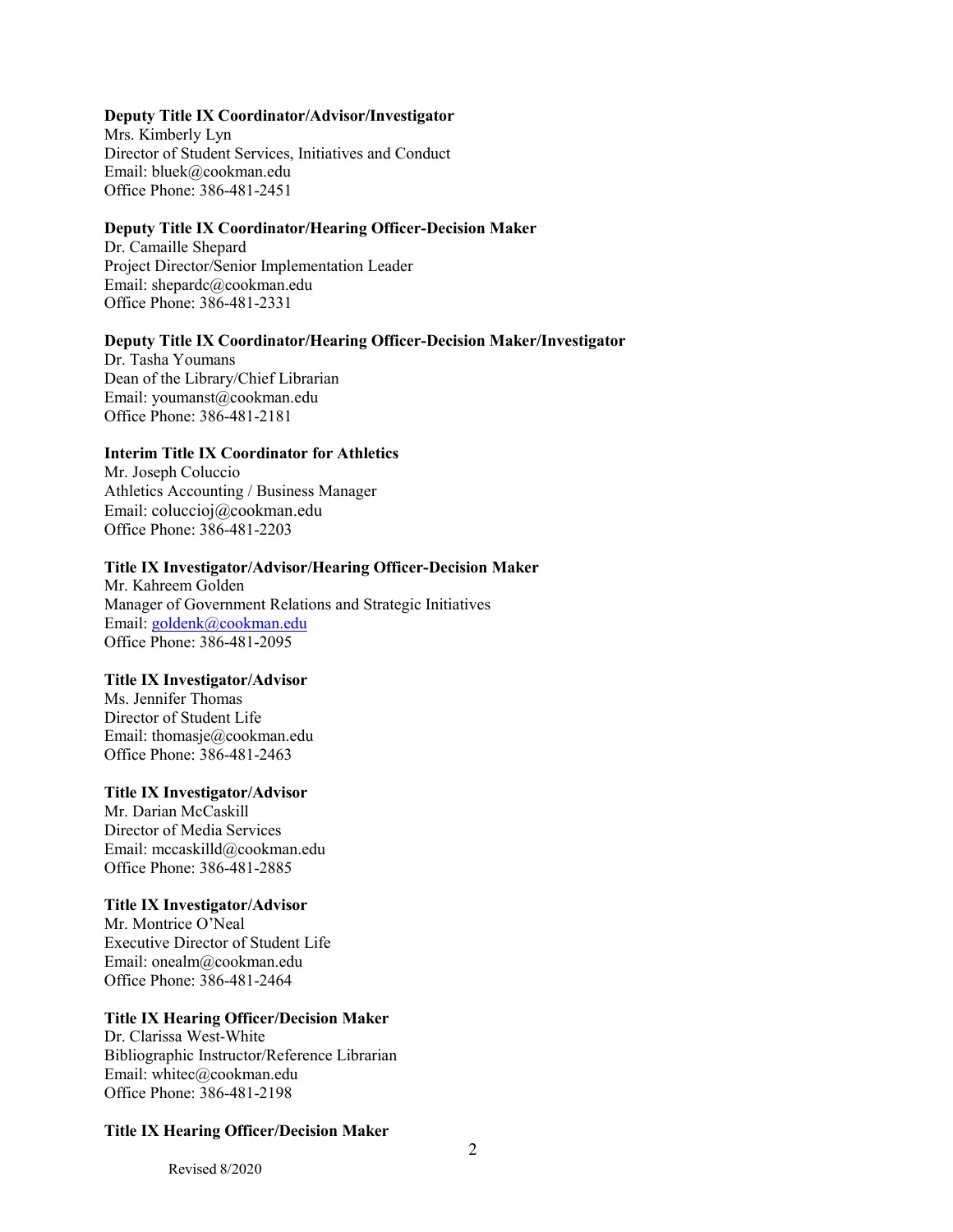**Deputy Title IX Coordinator/Advisor/Investigator**
Mrs. Kimberly Lyn
Director of Student Services, Initiatives and Conduct
Email: bluek@cookman.edu
Office Phone: 386-481-2451

**Deputy Title IX Coordinator/Hearing Officer-Decision Maker**
Dr. Camaille Shepard
Project Director/Senior Implementation Leader
Email: shepardc@cookman.edu
Office Phone: 386-481-2331

**Deputy Title IX Coordinator/Hearing Officer-Decision Maker/Investigator**
Dr. Tasha Youmans
Dean of the Library/Chief Librarian
Email: youmanst@cookman.edu
Office Phone: 386-481-2181

**Interim Title IX Coordinator for Athletics**
Mr. Joseph Coluccio
Athletics Accounting / Business Manager
Email: colucciоj@cookman.edu
Office Phone: 386-481-2203

**Title IX Investigator/Advisor/Hearing Officer-Decision Maker**
Mr. Kahreem Golden
Manager of Government Relations and Strategic Initiatives
Email: goldenk@cookman.edu
Office Phone: 386-481-2095

**Title IX Investigator/Advisor**
Ms. Jennifer Thomas
Director of Student Life
Email: thomasje@cookman.edu
Office Phone: 386-481-2463

**Title IX Investigator/Advisor**
Mr. Darian McCaskill
Director of Media Services
Email: mccaskilld@cookman.edu
Office Phone: 386-481-2885

**Title IX Investigator/Advisor**
Mr. Montrice O'Neal
Executive Director of Student Life
Email: onealm@cookman.edu
Office Phone: 386-481-2464

**Title IX Hearing Officer/Decision Maker**
Dr. Clarissa West-White
Bibliographic Instructor/Reference Librarian
Email: whitec@cookman.edu
Office Phone: 386-481-2198

**Title IX Hearing Officer/Decision Maker**

Revised 8/2020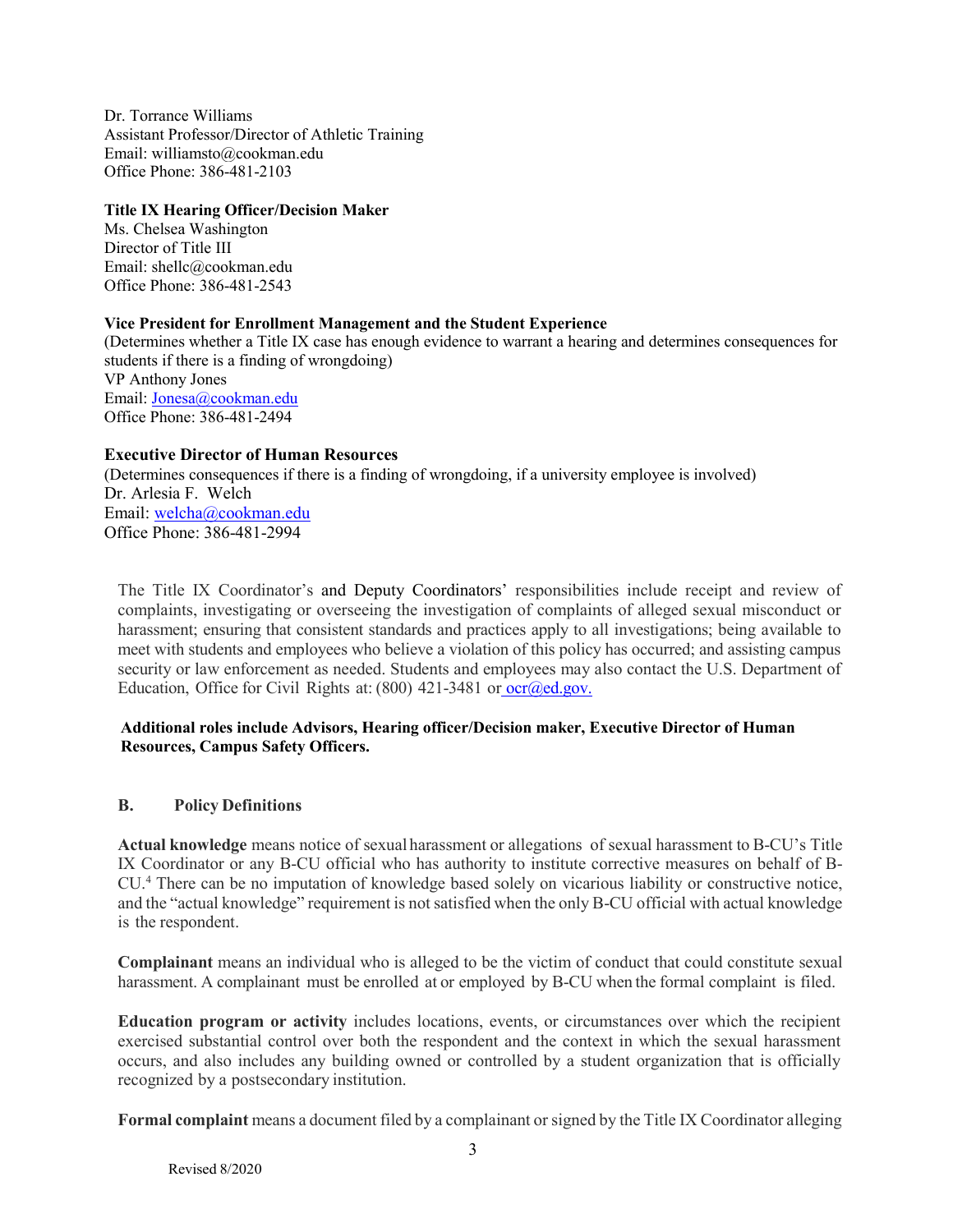Dr. Torrance Williams
Assistant Professor/Director of Athletic Training
Email: williamsto@cookman.edu
Office Phone: 386-481-2103

**Title IX Hearing Officer/Decision Maker**
Ms. Chelsea Washington
Director of Title III
Email: shellc@cookman.edu
Office Phone: 386-481-2543

**Vice President for Enrollment Management and the Student Experience**
(Determines whether a Title IX case has enough evidence to warrant a hearing and determines consequences for students if there is a finding of wrongdoing)
VP Anthony Jones
Email: Jonesa@cookman.edu
Office Phone: 386-481-2494

**Executive Director of Human Resources**
(Determines consequences if there is a finding of wrongdoing, if a university employee is involved)
Dr. Arlesia F. Welch
Email: welcha@cookman.edu
Office Phone: 386-481-2994

The Title IX Coordinator's and Deputy Coordinators' responsibilities include receipt and review of complaints, investigating or overseeing the investigation of complaints of alleged sexual misconduct or harassment; ensuring that consistent standards and practices apply to all investigations; being available to meet with students and employees who believe a violation of this policy has occurred; and assisting campus security or law enforcement as needed. Students and employees may also contact the U.S. Department of Education, Office for Civil Rights at: (800) 421-3481 or ocr@ed.gov.

**Additional roles include Advisors, Hearing officer/Decision maker, Executive Director of Human Resources, Campus Safety Officers.**

## B. Policy Definitions

**Actual knowledge** means notice of sexual harassment or allegations of sexual harassment to B-CU's Title IX Coordinator or any B-CU official who has authority to institute corrective measures on behalf of B-CU.[4] There can be no imputation of knowledge based solely on vicarious liability or constructive notice, and the "actual knowledge" requirement is not satisfied when the only B-CU official with actual knowledge is the respondent.

**Complainant** means an individual who is alleged to be the victim of conduct that could constitute sexual harassment. A complainant must be enrolled at or employed by B-CU when the formal complaint is filed.

**Education program or activity** includes locations, events, or circumstances over which the recipient exercised substantial control over both the respondent and the context in which the sexual harassment occurs, and also includes any building owned or controlled by a student organization that is officially recognized by a postsecondary institution.

**Formal complaint** means a document filed by a complainant or signed by the Title IX Coordinator alleging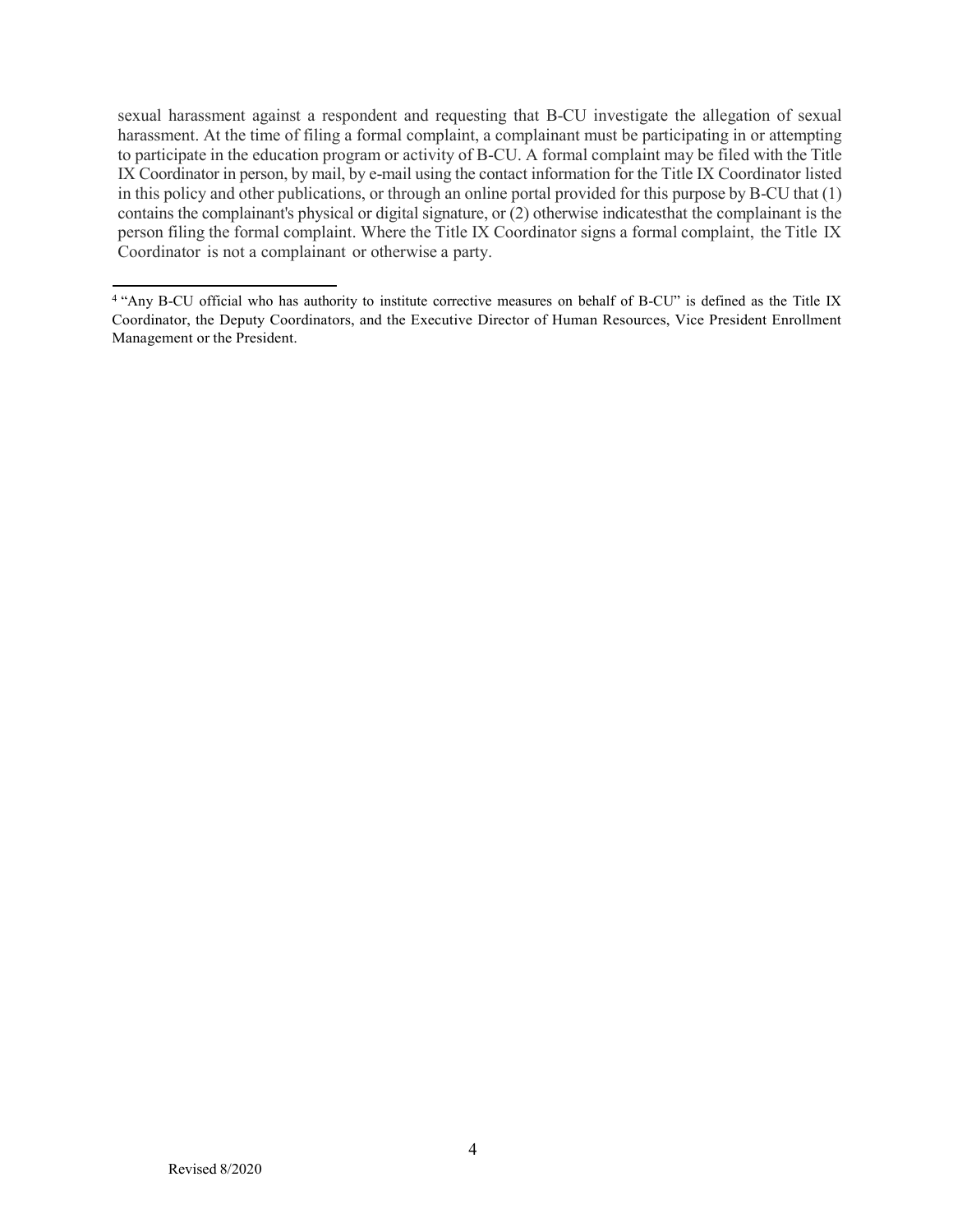sexual harassment against a respondent and requesting that B-CU investigate the allegation of sexual harassment. At the time of filing a formal complaint, a complainant must be participating in or attempting to participate in the education program or activity of B-CU. A formal complaint may be filed with the Title IX Coordinator in person, by mail, by e-mail using the contact information for the Title IX Coordinator listed in this policy and other publications, or through an online portal provided for this purpose by B-CU that (1) contains the complainant's physical or digital signature, or (2) otherwise indicatesthat the complainant is the person filing the formal complaint. Where the Title IX Coordinator signs a formal complaint, the Title IX Coordinator is not a complainant or otherwise a party.

---

[4] "Any B-CU official who has authority to institute corrective measures on behalf of B-CU" is defined as the Title IX Coordinator, the Deputy Coordinators, and the Executive Director of Human Resources, Vice President Enrollment Management or the President.

Revised 8/2020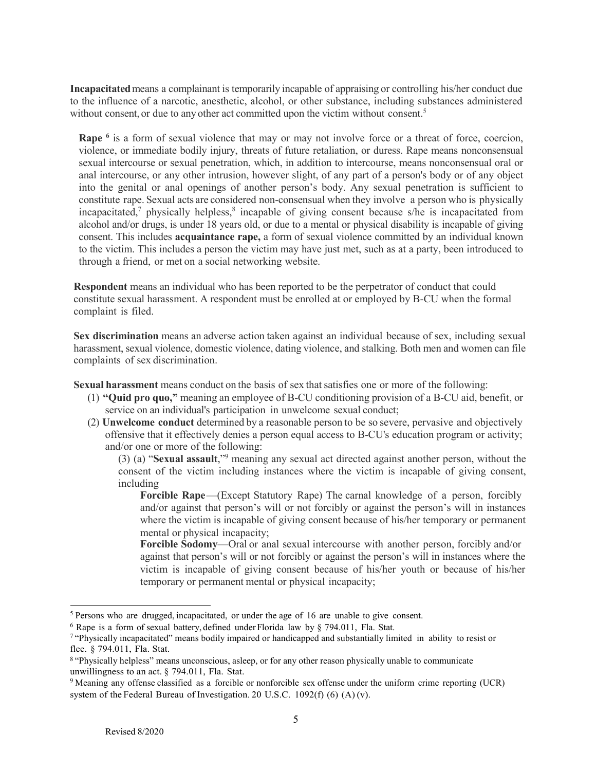**Incapacitated** means a complainant is temporarily incapable of appraising or controlling his/her conduct due to the influence of a narcotic, anesthetic, alcohol, or other substance, including substances administered without consent, or due to any other act committed upon the victim without consent.[5]

**Rape** [6] is a form of sexual violence that may or may not involve force or a threat of force, coercion, violence, or immediate bodily injury, threats of future retaliation, or duress. Rape means nonconsensual sexual intercourse or sexual penetration, which, in addition to intercourse, means nonconsensual oral or anal intercourse, or any other intrusion, however slight, of any part of a person's body or of any object into the genital or anal openings of another person's body. Any sexual penetration is sufficient to constitute rape. Sexual acts are considered non-consensual when they involve a person who is physically incapacitated,[7] physically helpless,[8] incapable of giving consent because s/he is incapacitated from alcohol and/or drugs, is under 18 years old, or due to a mental or physical disability is incapable of giving consent. This includes **acquaintance rape,** a form of sexual violence committed by an individual known to the victim. This includes a person the victim may have just met, such as at a party, been introduced to through a friend, or met on a social networking website.

**Respondent** means an individual who has been reported to be the perpetrator of conduct that could constitute sexual harassment. A respondent must be enrolled at or employed by B-CU when the formal complaint is filed.

**Sex discrimination** means an adverse action taken against an individual because of sex, including sexual harassment, sexual violence, domestic violence, dating violence, and stalking. Both men and women can file complaints of sex discrimination.

**Sexual harassment** means conduct on the basis of sex that satisfies one or more of the following:

(1) **"Quid pro quo,"** meaning an employee of B-CU conditioning provision of a B-CU aid, benefit, or service on an individual's participation in unwelcome sexual conduct;

(2) **Unwelcome conduct** determined by a reasonable person to be so severe, pervasive and objectively offensive that it effectively denies a person equal access to B-CU's education program or activity; and/or one or more of the following:

(3) (a) "**Sexual assault**,"[9] meaning any sexual act directed against another person, without the consent of the victim including instances where the victim is incapable of giving consent, including

**Forcible Rape**—(Except Statutory Rape) The carnal knowledge of a person, forcibly and/or against that person's will or not forcibly or against the person's will in instances where the victim is incapable of giving consent because of his/her temporary or permanent mental or physical incapacity;

**Forcible Sodomy**—Oral or anal sexual intercourse with another person, forcibly and/or against that person's will or not forcibly or against the person's will in instances where the victim is incapable of giving consent because of his/her youth or because of his/her temporary or permanent mental or physical incapacity;

---

[5] Persons who are drugged, incapacitated, or under the age of 16 are unable to give consent.

[6] Rape is a form of sexual battery, defined under Florida law by § 794.011, Fla. Stat.

[7] "Physically incapacitated" means bodily impaired or handicapped and substantially limited in ability to resist or flee. § 794.011, Fla. Stat.

[8] "Physically helpless" means unconscious, asleep, or for any other reason physically unable to communicate unwillingness to an act. § 794.011, Fla. Stat.

[9] Meaning any offense classified as a forcible or nonforcible sex offense under the uniform crime reporting (UCR) system of the Federal Bureau of Investigation. 20 U.S.C. 1092(f) (6) (A) (v).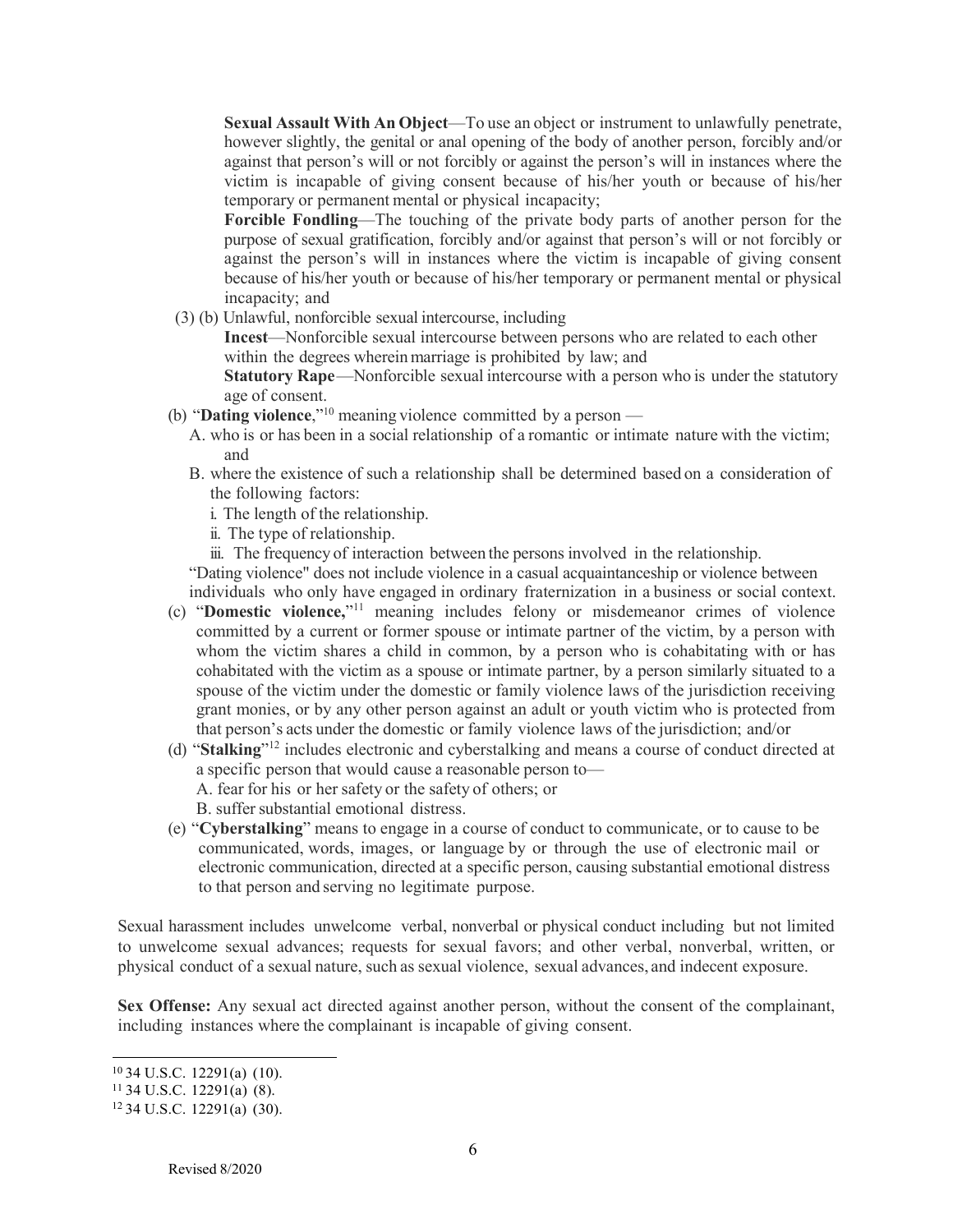**Sexual Assault With An Object**—To use an object or instrument to unlawfully penetrate, however slightly, the genital or anal opening of the body of another person, forcibly and/or against that person's will or not forcibly or against the person's will in instances where the victim is incapable of giving consent because of his/her youth or because of his/her temporary or permanent mental or physical incapacity;

**Forcible Fondling**—The touching of the private body parts of another person for the purpose of sexual gratification, forcibly and/or against that person's will or not forcibly or against the person's will in instances where the victim is incapable of giving consent because of his/her youth or because of his/her temporary or permanent mental or physical incapacity; and

(3) (b) Unlawful, nonforcible sexual intercourse, including

**Incest**—Nonforcible sexual intercourse between persons who are related to each other within the degrees wherein marriage is prohibited by law; and

**Statutory Rape**—Nonforcible sexual intercourse with a person who is under the statutory age of consent.

(b) "**Dating violence**,"[10] meaning violence committed by a person —

A. who is or has been in a social relationship of a romantic or intimate nature with the victim; and

B. where the existence of such a relationship shall be determined based on a consideration of the following factors:

i. The length of the relationship.

ii. The type of relationship.

iii. The frequency of interaction between the persons involved in the relationship.

"Dating violence" does not include violence in a casual acquaintanceship or violence between individuals who only have engaged in ordinary fraternization in a business or social context.

(c) "**Domestic violence,**"[11] meaning includes felony or misdemeanor crimes of violence committed by a current or former spouse or intimate partner of the victim, by a person with whom the victim shares a child in common, by a person who is cohabitating with or has cohabitated with the victim as a spouse or intimate partner, by a person similarly situated to a spouse of the victim under the domestic or family violence laws of the jurisdiction receiving grant monies, or by any other person against an adult or youth victim who is protected from that person's acts under the domestic or family violence laws of the jurisdiction; and/or

(d) "**Stalking**"[12] includes electronic and cyberstalking and means a course of conduct directed at a specific person that would cause a reasonable person to—

A. fear for his or her safety or the safety of others; or

B. suffer substantial emotional distress.

(e) "**Cyberstalking**" means to engage in a course of conduct to communicate, or to cause to be communicated, words, images, or language by or through the use of electronic mail or electronic communication, directed at a specific person, causing substantial emotional distress to that person and serving no legitimate purpose.

Sexual harassment includes unwelcome verbal, nonverbal or physical conduct including but not limited to unwelcome sexual advances; requests for sexual favors; and other verbal, nonverbal, written, or physical conduct of a sexual nature, such as sexual violence, sexual advances, and indecent exposure.

**Sex Offense:** Any sexual act directed against another person, without the consent of the complainant, including instances where the complainant is incapable of giving consent.

---

[10] 34 U.S.C. 12291(a) (10).

[11] 34 U.S.C. 12291(a) (8).

[12] 34 U.S.C. 12291(a) (30).

Revised 8/2020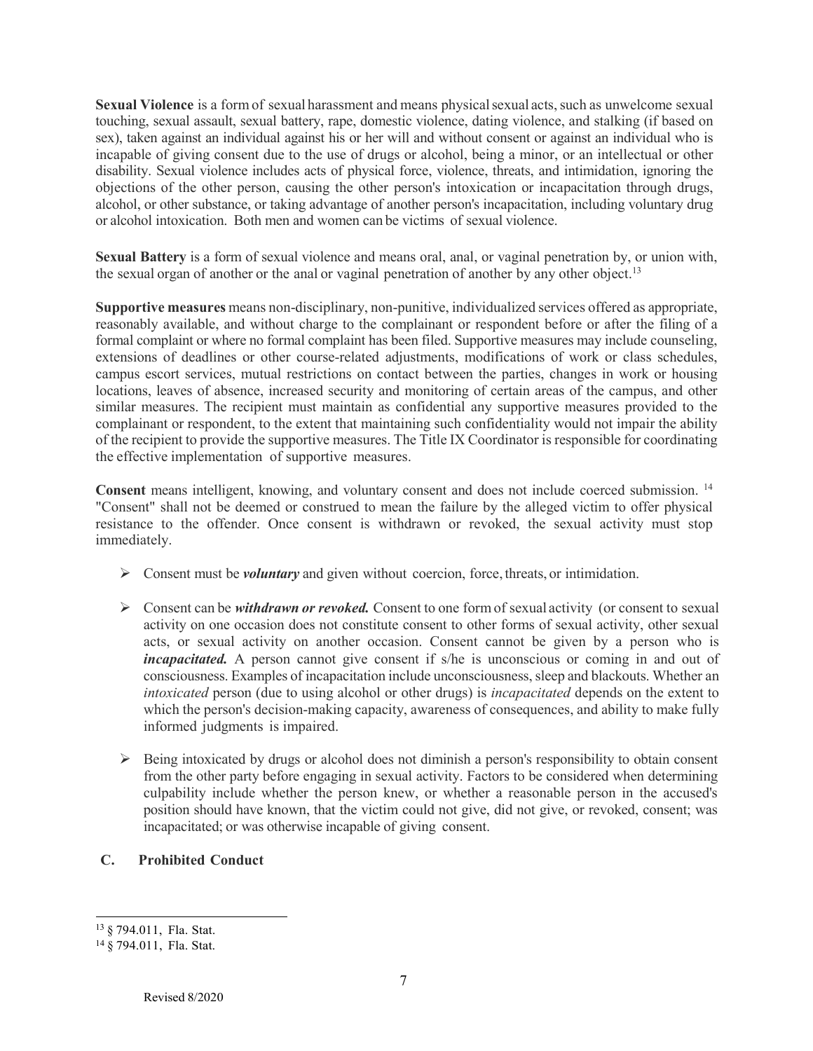**Sexual Violence** is a form of sexual harassment and means physical sexual acts, such as unwelcome sexual touching, sexual assault, sexual battery, rape, domestic violence, dating violence, and stalking (if based on sex), taken against an individual against his or her will and without consent or against an individual who is incapable of giving consent due to the use of drugs or alcohol, being a minor, or an intellectual or other disability. Sexual violence includes acts of physical force, violence, threats, and intimidation, ignoring the objections of the other person, causing the other person's intoxication or incapacitation through drugs, alcohol, or other substance, or taking advantage of another person's incapacitation, including voluntary drug or alcohol intoxication. Both men and women can be victims of sexual violence.

**Sexual Battery** is a form of sexual violence and means oral, anal, or vaginal penetration by, or union with, the sexual organ of another or the anal or vaginal penetration of another by any other object.[13]

**Supportive measures** means non-disciplinary, non-punitive, individualized services offered as appropriate, reasonably available, and without charge to the complainant or respondent before or after the filing of a formal complaint or where no formal complaint has been filed. Supportive measures may include counseling, extensions of deadlines or other course-related adjustments, modifications of work or class schedules, campus escort services, mutual restrictions on contact between the parties, changes in work or housing locations, leaves of absence, increased security and monitoring of certain areas of the campus, and other similar measures. The recipient must maintain as confidential any supportive measures provided to the complainant or respondent, to the extent that maintaining such confidentiality would not impair the ability of the recipient to provide the supportive measures. The Title IX Coordinator is responsible for coordinating the effective implementation of supportive measures.

**Consent** means intelligent, knowing, and voluntary consent and does not include coerced submission. [14] "Consent" shall not be deemed or construed to mean the failure by the alleged victim to offer physical resistance to the offender. Once consent is withdrawn or revoked, the sexual activity must stop immediately.

- Consent must be ***voluntary*** and given without coercion, force, threats, or intimidation.
- Consent can be ***withdrawn or revoked.*** Consent to one form of sexual activity (or consent to sexual activity on one occasion does not constitute consent to other forms of sexual activity, other sexual acts, or sexual activity on another occasion. Consent cannot be given by a person who is ***incapacitated.*** A person cannot give consent if s/he is unconscious or coming in and out of consciousness. Examples of incapacitation include unconsciousness, sleep and blackouts. Whether an *intoxicated* person (due to using alcohol or other drugs) is *incapacitated* depends on the extent to which the person's decision-making capacity, awareness of consequences, and ability to make fully informed judgments is impaired.
- Being intoxicated by drugs or alcohol does not diminish a person's responsibility to obtain consent from the other party before engaging in sexual activity. Factors to be considered when determining culpability include whether the person knew, or whether a reasonable person in the accused's position should have known, that the victim could not give, did not give, or revoked, consent; was incapacitated; or was otherwise incapable of giving consent.

### C. Prohibited Conduct

---

[13] § 794.011, Fla. Stat.

[14] § 794.011, Fla. Stat.

Revised 8/2020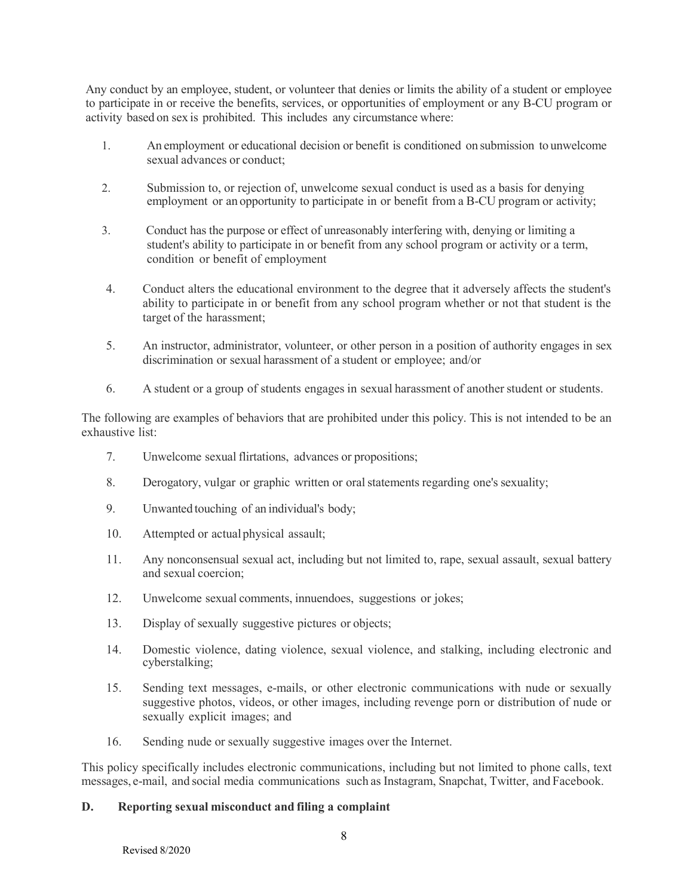Any conduct by an employee, student, or volunteer that denies or limits the ability of a student or employee to participate in or receive the benefits, services, or opportunities of employment or any B-CU program or activity based on sex is prohibited. This includes any circumstance where:

1. An employment or educational decision or benefit is conditioned on submission to unwelcome sexual advances or conduct;
2. Submission to, or rejection of, unwelcome sexual conduct is used as a basis for denying employment or an opportunity to participate in or benefit from a B-CU program or activity;
3. Conduct has the purpose or effect of unreasonably interfering with, denying or limiting a student's ability to participate in or benefit from any school program or activity or a term, condition or benefit of employment
4. Conduct alters the educational environment to the degree that it adversely affects the student's ability to participate in or benefit from any school program whether or not that student is the target of the harassment;
5. An instructor, administrator, volunteer, or other person in a position of authority engages in sex discrimination or sexual harassment of a student or employee; and/or
6. A student or a group of students engages in sexual harassment of another student or students.

The following are examples of behaviors that are prohibited under this policy. This is not intended to be an exhaustive list:

7. Unwelcome sexual flirtations, advances or propositions;
8. Derogatory, vulgar or graphic written or oral statements regarding one's sexuality;
9. Unwanted touching of an individual's body;
10. Attempted or actual physical assault;
11. Any nonconsensual sexual act, including but not limited to, rape, sexual assault, sexual battery and sexual coercion;
12. Unwelcome sexual comments, innuendoes, suggestions or jokes;
13. Display of sexually suggestive pictures or objects;
14. Domestic violence, dating violence, sexual violence, and stalking, including electronic and cyberstalking;
15. Sending text messages, e-mails, or other electronic communications with nude or sexually suggestive photos, videos, or other images, including revenge porn or distribution of nude or sexually explicit images; and
16. Sending nude or sexually suggestive images over the Internet.

This policy specifically includes electronic communications, including but not limited to phone calls, text messages, e-mail, and social media communications such as Instagram, Snapchat, Twitter, and Facebook.

## D. Reporting sexual misconduct and filing a complaint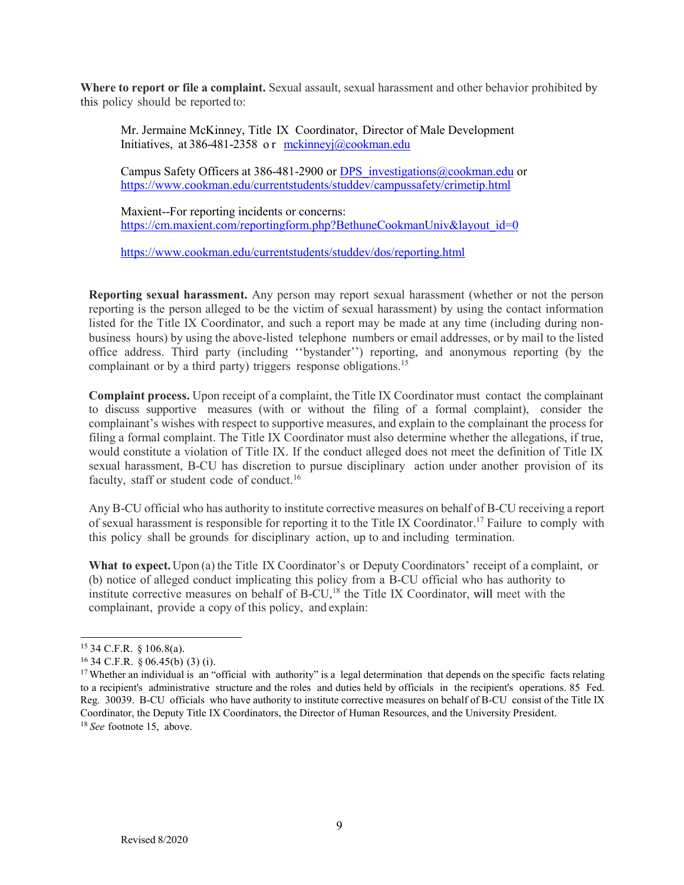**Where to report or file a complaint.** Sexual assault, sexual harassment and other behavior prohibited by this policy should be reported to:

> Mr. Jermaine McKinney, Title IX Coordinator, Director of Male Development Initiatives, at 386-481-2358 or mckinneyj@cookman.edu
>
> Campus Safety Officers at 386-481-2900 or DPS_investigations@cookman.edu or https://www.cookman.edu/currentstudents/studdev/campussafety/crimetip.html
>
> Maxient--For reporting incidents or concerns: https://cm.maxient.com/reportingform.php?BethuneCookmanUniv&layout_id=0
>
> https://www.cookman.edu/currentstudents/studdev/dos/reporting.html

**Reporting sexual harassment.** Any person may report sexual harassment (whether or not the person reporting is the person alleged to be the victim of sexual harassment) by using the contact information listed for the Title IX Coordinator, and such a report may be made at any time (including during non-business hours) by using the above-listed telephone numbers or email addresses, or by mail to the listed office address. Third party (including ''bystander'') reporting, and anonymous reporting (by the complainant or by a third party) triggers response obligations.[15]

**Complaint process.** Upon receipt of a complaint, the Title IX Coordinator must contact the complainant to discuss supportive measures (with or without the filing of a formal complaint), consider the complainant's wishes with respect to supportive measures, and explain to the complainant the process for filing a formal complaint. The Title IX Coordinator must also determine whether the allegations, if true, would constitute a violation of Title IX. If the conduct alleged does not meet the definition of Title IX sexual harassment, B-CU has discretion to pursue disciplinary action under another provision of its faculty, staff or student code of conduct.[16]

Any B-CU official who has authority to institute corrective measures on behalf of B-CU receiving a report of sexual harassment is responsible for reporting it to the Title IX Coordinator.[17] Failure to comply with this policy shall be grounds for disciplinary action, up to and including termination.

**What to expect.** Upon (a) the Title IX Coordinator's or Deputy Coordinators' receipt of a complaint, or (b) notice of alleged conduct implicating this policy from a B-CU official who has authority to institute corrective measures on behalf of B-CU,[18] the Title IX Coordinator, will meet with the complainant, provide a copy of this policy, and explain:

---

[15] 34 C.F.R. § 106.8(a).

[16] 34 C.F.R. § 06.45(b) (3) (i).

[17] Whether an individual is an "official with authority" is a legal determination that depends on the specific facts relating to a recipient's administrative structure and the roles and duties held by officials in the recipient's operations. 85 Fed. Reg. 30039. B-CU officials who have authority to institute corrective measures on behalf of B-CU consist of the Title IX Coordinator, the Deputy Title IX Coordinators, the Director of Human Resources, and the University President.

[18] *See* footnote 15, above.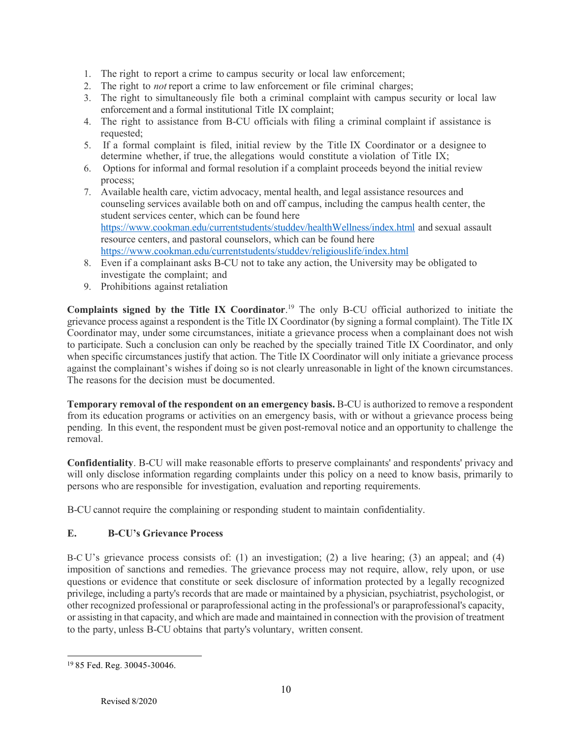1. The right to report a crime to campus security or local law enforcement;
2. The right to *not* report a crime to law enforcement or file criminal charges;
3. The right to simultaneously file both a criminal complaint with campus security or local law enforcement and a formal institutional Title IX complaint;
4. The right to assistance from B-CU officials with filing a criminal complaint if assistance is requested;
5. If a formal complaint is filed, initial review by the Title IX Coordinator or a designee to determine whether, if true, the allegations would constitute a violation of Title IX;
6. Options for informal and formal resolution if a complaint proceeds beyond the initial review process;
7. Available health care, victim advocacy, mental health, and legal assistance resources and counseling services available both on and off campus, including the campus health center, the student services center, which can be found here https://www.cookman.edu/currentstudents/studdev/healthWellness/index.html and sexual assault resource centers, and pastoral counselors, which can be found here https://www.cookman.edu/currentstudents/studdev/religiouslife/index.html
8. Even if a complainant asks B-CU not to take any action, the University may be obligated to investigate the complaint; and
9. Prohibitions against retaliation

**Complaints signed by the Title IX Coordinator**.[19] The only B-CU official authorized to initiate the grievance process against a respondent is the Title IX Coordinator (by signing a formal complaint). The Title IX Coordinator may, under some circumstances, initiate a grievance process when a complainant does not wish to participate. Such a conclusion can only be reached by the specially trained Title IX Coordinator, and only when specific circumstances justify that action. The Title IX Coordinator will only initiate a grievance process against the complainant's wishes if doing so is not clearly unreasonable in light of the known circumstances. The reasons for the decision must be documented.

**Temporary removal of the respondent on an emergency basis.** B-CU is authorized to remove a respondent from its education programs or activities on an emergency basis, with or without a grievance process being pending. In this event, the respondent must be given post-removal notice and an opportunity to challenge the removal.

**Confidentiality**. B-CU will make reasonable efforts to preserve complainants' and respondents' privacy and will only disclose information regarding complaints under this policy on a need to know basis, primarily to persons who are responsible for investigation, evaluation and reporting requirements.

B-CU cannot require the complaining or responding student to maintain confidentiality.

### E. B-CU's Grievance Process

B-C U's grievance process consists of: (1) an investigation; (2) a live hearing; (3) an appeal; and (4) imposition of sanctions and remedies. The grievance process may not require, allow, rely upon, or use questions or evidence that constitute or seek disclosure of information protected by a legally recognized privilege, including a party's records that are made or maintained by a physician, psychiatrist, psychologist, or other recognized professional or paraprofessional acting in the professional's or paraprofessional's capacity, or assisting in that capacity, and which are made and maintained in connection with the provision of treatment to the party, unless B-CU obtains that party's voluntary, written consent.

[19] 85 Fed. Reg. 30045-30046.

Revised 8/2020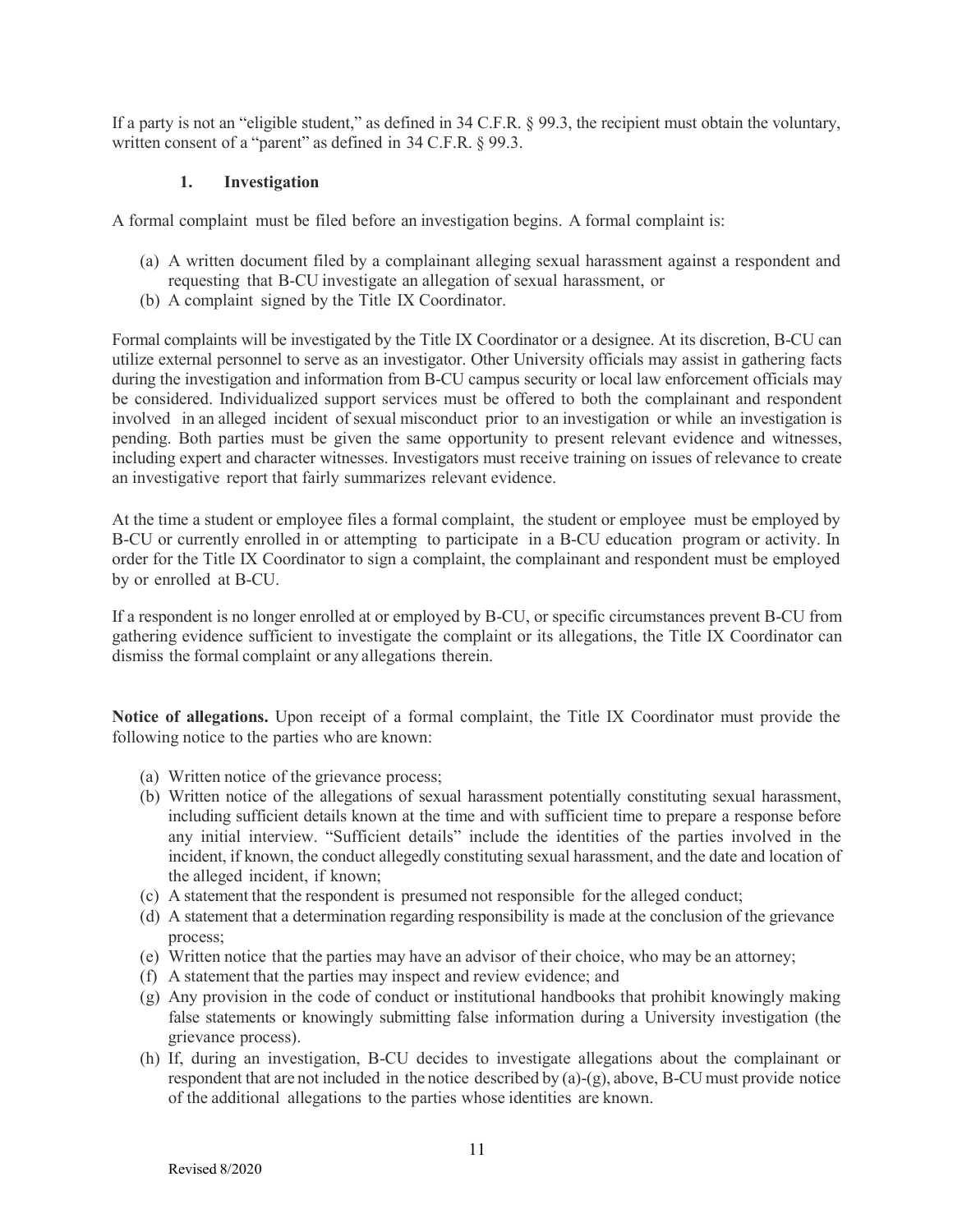If a party is not an "eligible student," as defined in 34 C.F.R. § 99.3, the recipient must obtain the voluntary, written consent of a "parent" as defined in 34 C.F.R. § 99.3.

### 1. Investigation

A formal complaint must be filed before an investigation begins. A formal complaint is:

(a) A written document filed by a complainant alleging sexual harassment against a respondent and requesting that B-CU investigate an allegation of sexual harassment, or
(b) A complaint signed by the Title IX Coordinator.

Formal complaints will be investigated by the Title IX Coordinator or a designee. At its discretion, B-CU can utilize external personnel to serve as an investigator. Other University officials may assist in gathering facts during the investigation and information from B-CU campus security or local law enforcement officials may be considered. Individualized support services must be offered to both the complainant and respondent involved in an alleged incident of sexual misconduct prior to an investigation or while an investigation is pending. Both parties must be given the same opportunity to present relevant evidence and witnesses, including expert and character witnesses. Investigators must receive training on issues of relevance to create an investigative report that fairly summarizes relevant evidence.

At the time a student or employee files a formal complaint, the student or employee must be employed by B-CU or currently enrolled in or attempting to participate in a B-CU education program or activity. In order for the Title IX Coordinator to sign a complaint, the complainant and respondent must be employed by or enrolled at B-CU.

If a respondent is no longer enrolled at or employed by B-CU, or specific circumstances prevent B-CU from gathering evidence sufficient to investigate the complaint or its allegations, the Title IX Coordinator can dismiss the formal complaint or any allegations therein.

**Notice of allegations.** Upon receipt of a formal complaint, the Title IX Coordinator must provide the following notice to the parties who are known:

(a) Written notice of the grievance process;
(b) Written notice of the allegations of sexual harassment potentially constituting sexual harassment, including sufficient details known at the time and with sufficient time to prepare a response before any initial interview. "Sufficient details" include the identities of the parties involved in the incident, if known, the conduct allegedly constituting sexual harassment, and the date and location of the alleged incident, if known;
(c) A statement that the respondent is presumed not responsible for the alleged conduct;
(d) A statement that a determination regarding responsibility is made at the conclusion of the grievance process;
(e) Written notice that the parties may have an advisor of their choice, who may be an attorney;
(f) A statement that the parties may inspect and review evidence; and
(g) Any provision in the code of conduct or institutional handbooks that prohibit knowingly making false statements or knowingly submitting false information during a University investigation (the grievance process).
(h) If, during an investigation, B-CU decides to investigate allegations about the complainant or respondent that are not included in the notice described by (a)-(g), above, B-CU must provide notice of the additional allegations to the parties whose identities are known.

Revised 8/2020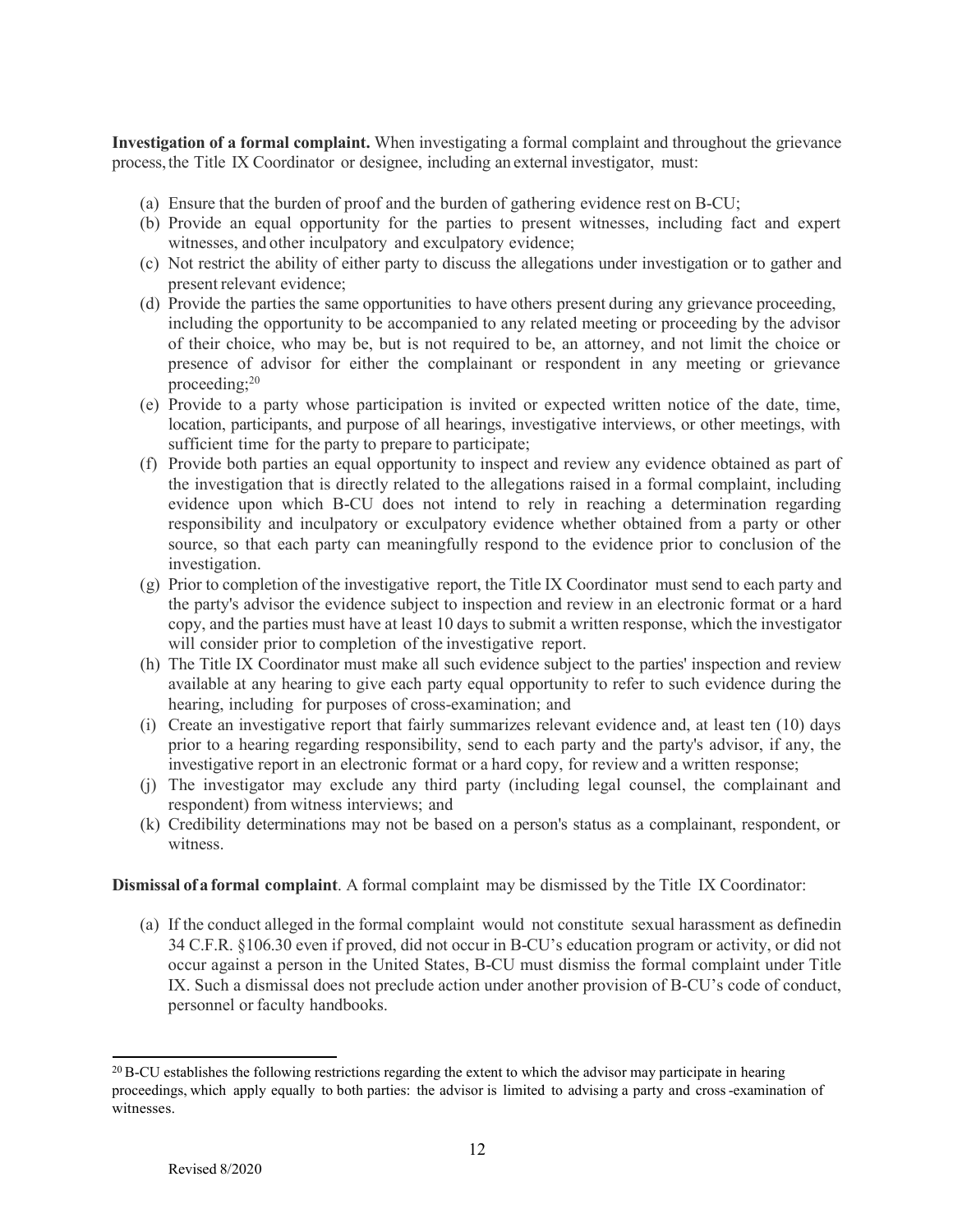**Investigation of a formal complaint.** When investigating a formal complaint and throughout the grievance process, the Title IX Coordinator or designee, including an external investigator, must:

(a) Ensure that the burden of proof and the burden of gathering evidence rest on B-CU;

(b) Provide an equal opportunity for the parties to present witnesses, including fact and expert witnesses, and other inculpatory and exculpatory evidence;

(c) Not restrict the ability of either party to discuss the allegations under investigation or to gather and present relevant evidence;

(d) Provide the parties the same opportunities to have others present during any grievance proceeding, including the opportunity to be accompanied to any related meeting or proceeding by the advisor of their choice, who may be, but is not required to be, an attorney, and not limit the choice or presence of advisor for either the complainant or respondent in any meeting or grievance proceeding;[20]

(e) Provide to a party whose participation is invited or expected written notice of the date, time, location, participants, and purpose of all hearings, investigative interviews, or other meetings, with sufficient time for the party to prepare to participate;

(f) Provide both parties an equal opportunity to inspect and review any evidence obtained as part of the investigation that is directly related to the allegations raised in a formal complaint, including evidence upon which B-CU does not intend to rely in reaching a determination regarding responsibility and inculpatory or exculpatory evidence whether obtained from a party or other source, so that each party can meaningfully respond to the evidence prior to conclusion of the investigation.

(g) Prior to completion of the investigative report, the Title IX Coordinator must send to each party and the party's advisor the evidence subject to inspection and review in an electronic format or a hard copy, and the parties must have at least 10 days to submit a written response, which the investigator will consider prior to completion of the investigative report.

(h) The Title IX Coordinator must make all such evidence subject to the parties' inspection and review available at any hearing to give each party equal opportunity to refer to such evidence during the hearing, including for purposes of cross-examination; and

(i) Create an investigative report that fairly summarizes relevant evidence and, at least ten (10) days prior to a hearing regarding responsibility, send to each party and the party's advisor, if any, the investigative report in an electronic format or a hard copy, for review and a written response;

(j) The investigator may exclude any third party (including legal counsel, the complainant and respondent) from witness interviews; and

(k) Credibility determinations may not be based on a person's status as a complainant, respondent, or witness.

**Dismissal of a formal complaint**. A formal complaint may be dismissed by the Title IX Coordinator:

(a) If the conduct alleged in the formal complaint would not constitute sexual harassment as definedin 34 C.F.R. §106.30 even if proved, did not occur in B-CU's education program or activity, or did not occur against a person in the United States, B-CU must dismiss the formal complaint under Title IX. Such a dismissal does not preclude action under another provision of B-CU's code of conduct, personnel or faculty handbooks.

---

[20] B-CU establishes the following restrictions regarding the extent to which the advisor may participate in hearing proceedings, which apply equally to both parties: the advisor is limited to advising a party and cross-examination of witnesses.

Revised 8/2020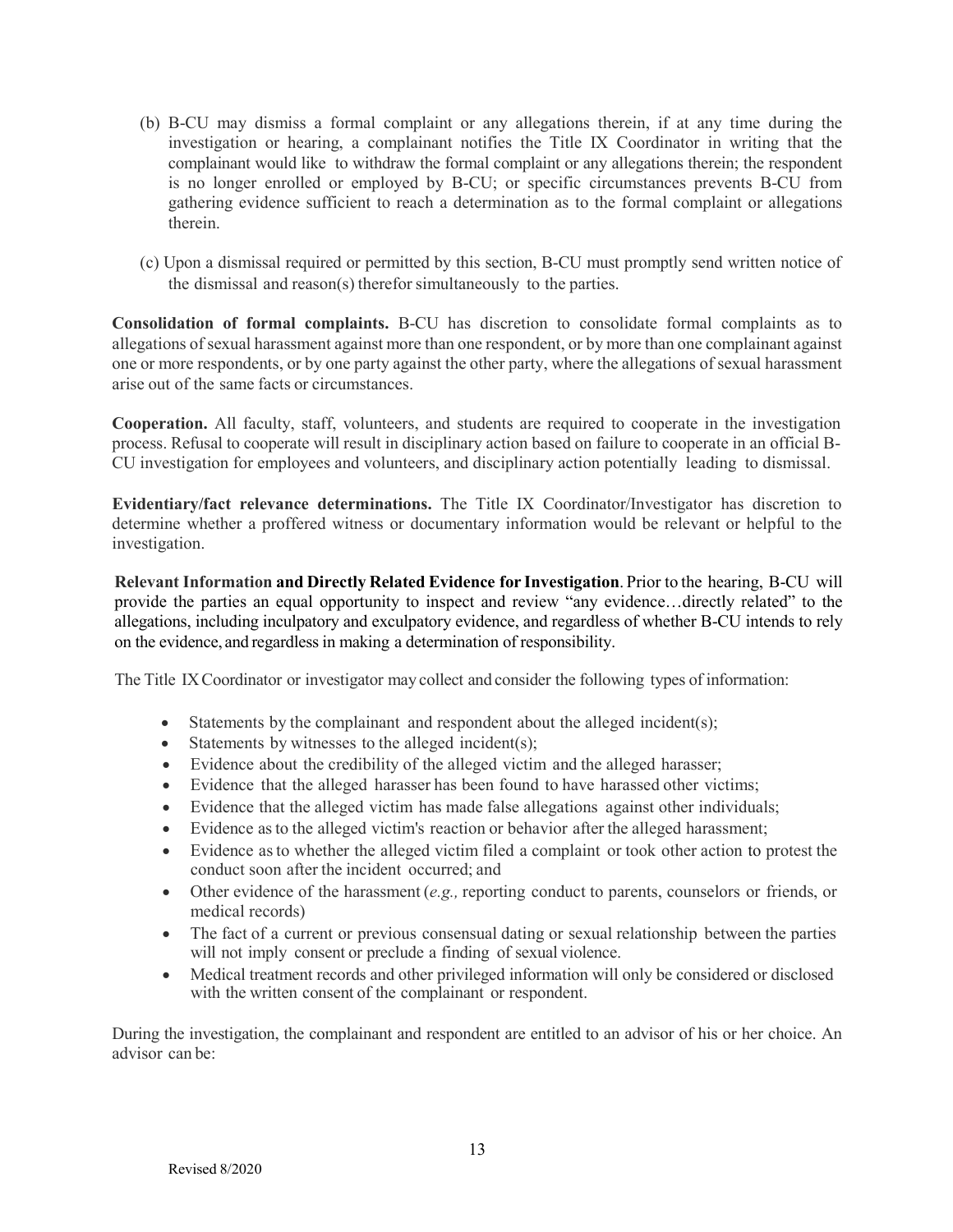(b) B-CU may dismiss a formal complaint or any allegations therein, if at any time during the investigation or hearing, a complainant notifies the Title IX Coordinator in writing that the complainant would like to withdraw the formal complaint or any allegations therein; the respondent is no longer enrolled or employed by B-CU; or specific circumstances prevents B-CU from gathering evidence sufficient to reach a determination as to the formal complaint or allegations therein.

(c) Upon a dismissal required or permitted by this section, B-CU must promptly send written notice of the dismissal and reason(s) therefor simultaneously to the parties.

**Consolidation of formal complaints.** B-CU has discretion to consolidate formal complaints as to allegations of sexual harassment against more than one respondent, or by more than one complainant against one or more respondents, or by one party against the other party, where the allegations of sexual harassment arise out of the same facts or circumstances.

**Cooperation.** All faculty, staff, volunteers, and students are required to cooperate in the investigation process. Refusal to cooperate will result in disciplinary action based on failure to cooperate in an official B-CU investigation for employees and volunteers, and disciplinary action potentially leading to dismissal.

**Evidentiary/fact relevance determinations.** The Title IX Coordinator/Investigator has discretion to determine whether a proffered witness or documentary information would be relevant or helpful to the investigation.

**Relevant Information and Directly Related Evidence for Investigation**. Prior to the hearing, B-CU will provide the parties an equal opportunity to inspect and review "any evidence…directly related" to the allegations, including inculpatory and exculpatory evidence, and regardless of whether B-CU intends to rely on the evidence, and regardless in making a determination of responsibility.

The Title IX Coordinator or investigator may collect and consider the following types of information:

- Statements by the complainant and respondent about the alleged incident(s);
- Statements by witnesses to the alleged incident(s);
- Evidence about the credibility of the alleged victim and the alleged harasser;
- Evidence that the alleged harasser has been found to have harassed other victims;
- Evidence that the alleged victim has made false allegations against other individuals;
- Evidence as to the alleged victim's reaction or behavior after the alleged harassment;
- Evidence as to whether the alleged victim filed a complaint or took other action to protest the conduct soon after the incident occurred; and
- Other evidence of the harassment (*e.g.,* reporting conduct to parents, counselors or friends, or medical records)
- The fact of a current or previous consensual dating or sexual relationship between the parties will not imply consent or preclude a finding of sexual violence.
- Medical treatment records and other privileged information will only be considered or disclosed with the written consent of the complainant or respondent.

During the investigation, the complainant and respondent are entitled to an advisor of his or her choice. An advisor can be:

Revised 8/2020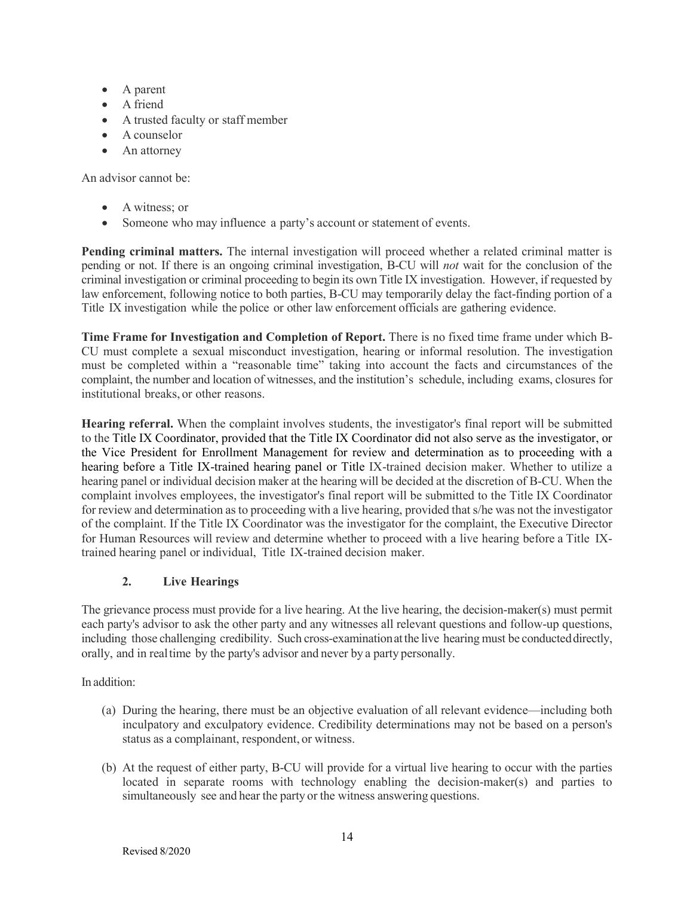- A parent
- A friend
- A trusted faculty or staff member
- A counselor
- An attorney

An advisor cannot be:

- A witness; or
- Someone who may influence a party's account or statement of events.

**Pending criminal matters.** The internal investigation will proceed whether a related criminal matter is pending or not. If there is an ongoing criminal investigation, B-CU will *not* wait for the conclusion of the criminal investigation or criminal proceeding to begin its own Title IX investigation. However, if requested by law enforcement, following notice to both parties, B-CU may temporarily delay the fact-finding portion of a Title IX investigation while the police or other law enforcement officials are gathering evidence.

**Time Frame for Investigation and Completion of Report.** There is no fixed time frame under which B-CU must complete a sexual misconduct investigation, hearing or informal resolution. The investigation must be completed within a "reasonable time" taking into account the facts and circumstances of the complaint, the number and location of witnesses, and the institution's schedule, including exams, closures for institutional breaks, or other reasons.

**Hearing referral.** When the complaint involves students, the investigator's final report will be submitted to the Title IX Coordinator, provided that the Title IX Coordinator did not also serve as the investigator, or the Vice President for Enrollment Management for review and determination as to proceeding with a hearing before a Title IX-trained hearing panel or Title IX-trained decision maker. Whether to utilize a hearing panel or individual decision maker at the hearing will be decided at the discretion of B-CU. When the complaint involves employees, the investigator's final report will be submitted to the Title IX Coordinator for review and determination as to proceeding with a live hearing, provided that s/he was not the investigator of the complaint. If the Title IX Coordinator was the investigator for the complaint, the Executive Director for Human Resources will review and determine whether to proceed with a live hearing before a Title IX-trained hearing panel or individual, Title IX-trained decision maker.

### 2. Live Hearings

The grievance process must provide for a live hearing. At the live hearing, the decision-maker(s) must permit each party's advisor to ask the other party and any witnesses all relevant questions and follow-up questions, including those challenging credibility. Such cross-examination at the live hearing must be conducted directly, orally, and in real time by the party's advisor and never by a party personally.

In addition:

(a) During the hearing, there must be an objective evaluation of all relevant evidence—including both inculpatory and exculpatory evidence. Credibility determinations may not be based on a person's status as a complainant, respondent, or witness.

(b) At the request of either party, B-CU will provide for a virtual live hearing to occur with the parties located in separate rooms with technology enabling the decision-maker(s) and parties to simultaneously see and hear the party or the witness answering questions.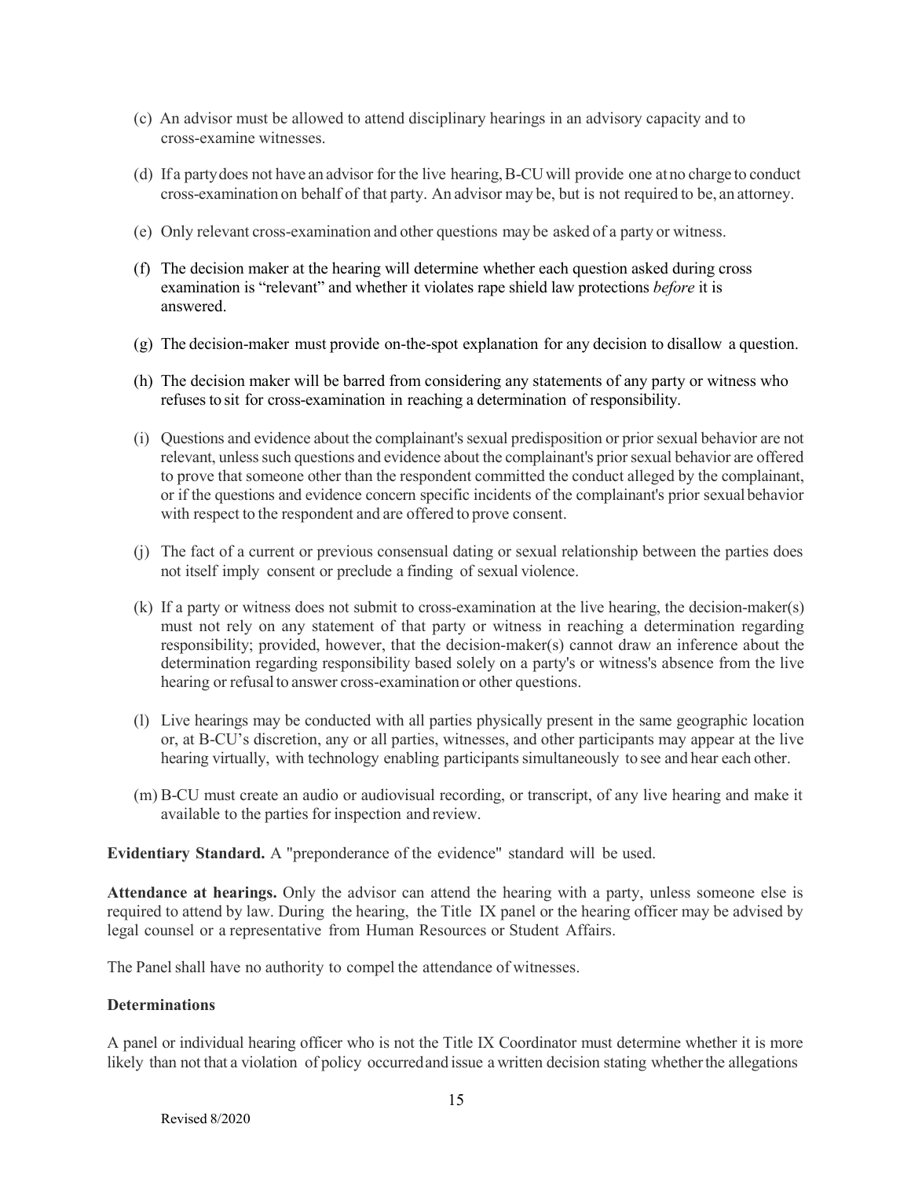(c) An advisor must be allowed to attend disciplinary hearings in an advisory capacity and to cross-examine witnesses.

(d) If a party does not have an advisor for the live hearing, B-CU will provide one at no charge to conduct cross-examination on behalf of that party. An advisor may be, but is not required to be, an attorney.

(e) Only relevant cross-examination and other questions may be asked of a party or witness.

(f) The decision maker at the hearing will determine whether each question asked during cross examination is "relevant" and whether it violates rape shield law protections *before* it is answered.

(g) The decision-maker must provide on-the-spot explanation for any decision to disallow a question.

(h) The decision maker will be barred from considering any statements of any party or witness who refuses to sit for cross-examination in reaching a determination of responsibility.

(i) Questions and evidence about the complainant's sexual predisposition or prior sexual behavior are not relevant, unless such questions and evidence about the complainant's prior sexual behavior are offered to prove that someone other than the respondent committed the conduct alleged by the complainant, or if the questions and evidence concern specific incidents of the complainant's prior sexual behavior with respect to the respondent and are offered to prove consent.

(j) The fact of a current or previous consensual dating or sexual relationship between the parties does not itself imply consent or preclude a finding of sexual violence.

(k) If a party or witness does not submit to cross-examination at the live hearing, the decision-maker(s) must not rely on any statement of that party or witness in reaching a determination regarding responsibility; provided, however, that the decision-maker(s) cannot draw an inference about the determination regarding responsibility based solely on a party's or witness's absence from the live hearing or refusal to answer cross-examination or other questions.

(l) Live hearings may be conducted with all parties physically present in the same geographic location or, at B-CU's discretion, any or all parties, witnesses, and other participants may appear at the live hearing virtually, with technology enabling participants simultaneously to see and hear each other.

(m) B-CU must create an audio or audiovisual recording, or transcript, of any live hearing and make it available to the parties for inspection and review.

**Evidentiary Standard.** A "preponderance of the evidence" standard will be used.

**Attendance at hearings.** Only the advisor can attend the hearing with a party, unless someone else is required to attend by law. During the hearing, the Title IX panel or the hearing officer may be advised by legal counsel or a representative from Human Resources or Student Affairs.

The Panel shall have no authority to compel the attendance of witnesses.

**Determinations**

A panel or individual hearing officer who is not the Title IX Coordinator must determine whether it is more likely than not that a violation of policy occurred and issue a written decision stating whether the allegations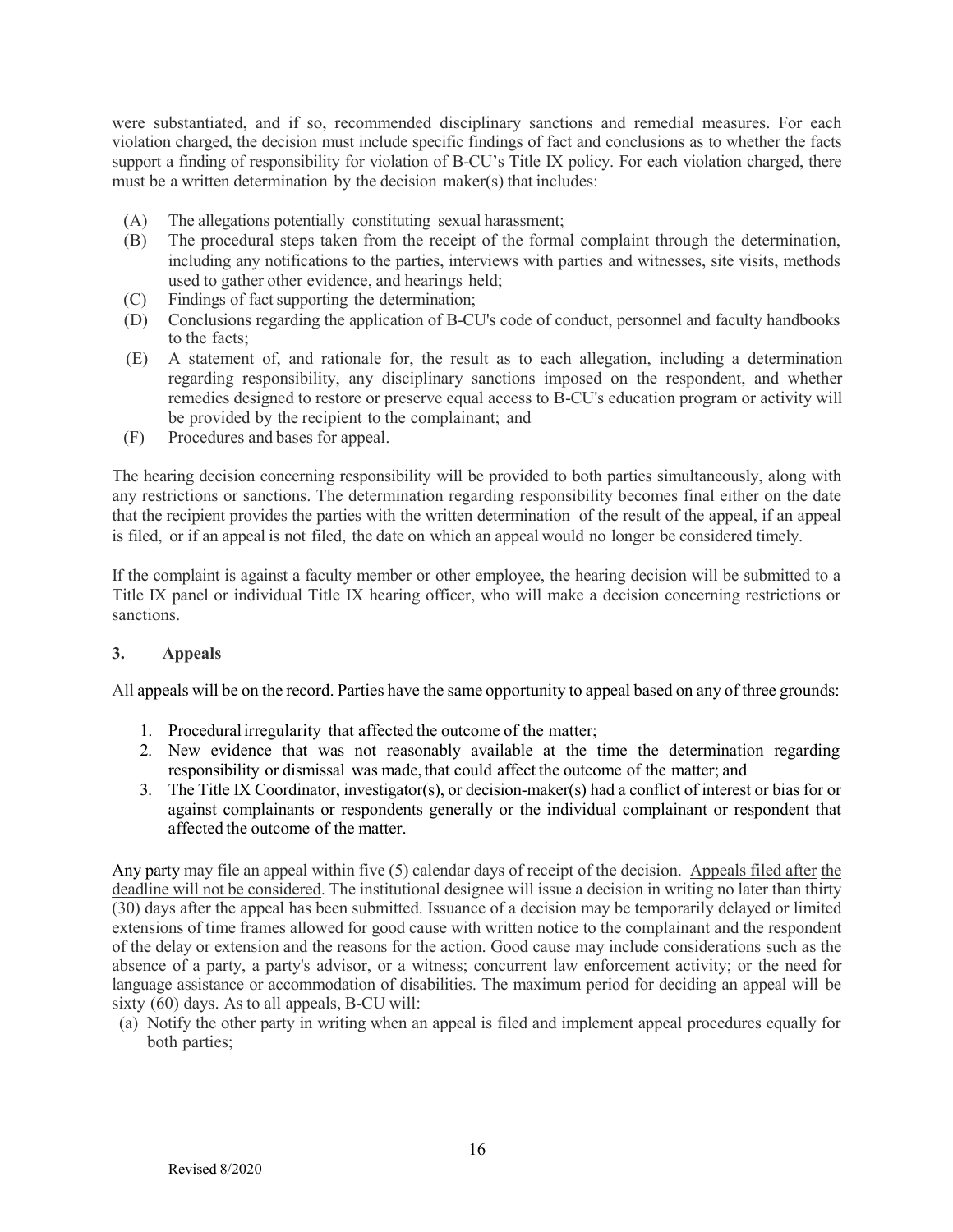were substantiated, and if so, recommended disciplinary sanctions and remedial measures. For each violation charged, the decision must include specific findings of fact and conclusions as to whether the facts support a finding of responsibility for violation of B-CU's Title IX policy. For each violation charged, there must be a written determination by the decision maker(s) that includes:

(A) The allegations potentially constituting sexual harassment;
(B) The procedural steps taken from the receipt of the formal complaint through the determination, including any notifications to the parties, interviews with parties and witnesses, site visits, methods used to gather other evidence, and hearings held;
(C) Findings of fact supporting the determination;
(D) Conclusions regarding the application of B-CU's code of conduct, personnel and faculty handbooks to the facts;
(E) A statement of, and rationale for, the result as to each allegation, including a determination regarding responsibility, any disciplinary sanctions imposed on the respondent, and whether remedies designed to restore or preserve equal access to B-CU's education program or activity will be provided by the recipient to the complainant; and
(F) Procedures and bases for appeal.

The hearing decision concerning responsibility will be provided to both parties simultaneously, along with any restrictions or sanctions. The determination regarding responsibility becomes final either on the date that the recipient provides the parties with the written determination of the result of the appeal, if an appeal is filed, or if an appeal is not filed, the date on which an appeal would no longer be considered timely.

If the complaint is against a faculty member or other employee, the hearing decision will be submitted to a Title IX panel or individual Title IX hearing officer, who will make a decision concerning restrictions or sanctions.

### 3. Appeals

All appeals will be on the record. Parties have the same opportunity to appeal based on any of three grounds:

1. Procedural irregularity that affected the outcome of the matter;
2. New evidence that was not reasonably available at the time the determination regarding responsibility or dismissal was made, that could affect the outcome of the matter; and
3. The Title IX Coordinator, investigator(s), or decision-maker(s) had a conflict of interest or bias for or against complainants or respondents generally or the individual complainant or respondent that affected the outcome of the matter.

Any party may file an appeal within five (5) calendar days of receipt of the decision. <u>Appeals filed after the deadline will not be considered</u>. The institutional designee will issue a decision in writing no later than thirty (30) days after the appeal has been submitted. Issuance of a decision may be temporarily delayed or limited extensions of time frames allowed for good cause with written notice to the complainant and the respondent of the delay or extension and the reasons for the action. Good cause may include considerations such as the absence of a party, a party's advisor, or a witness; concurrent law enforcement activity; or the need for language assistance or accommodation of disabilities. The maximum period for deciding an appeal will be sixty (60) days. As to all appeals, B-CU will:

(a) Notify the other party in writing when an appeal is filed and implement appeal procedures equally for both parties;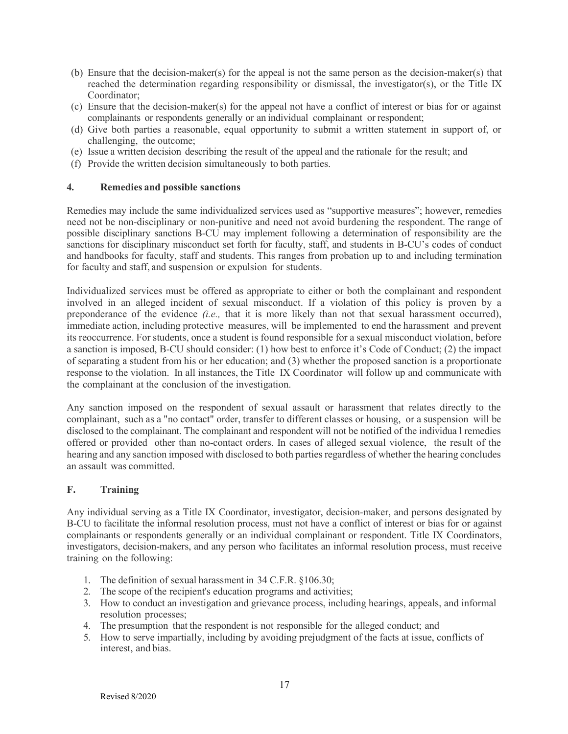(b) Ensure that the decision-maker(s) for the appeal is not the same person as the decision-maker(s) that reached the determination regarding responsibility or dismissal, the investigator(s), or the Title IX Coordinator;
(c) Ensure that the decision-maker(s) for the appeal not have a conflict of interest or bias for or against complainants or respondents generally or an individual complainant or respondent;
(d) Give both parties a reasonable, equal opportunity to submit a written statement in support of, or challenging, the outcome;
(e) Issue a written decision describing the result of the appeal and the rationale for the result; and
(f) Provide the written decision simultaneously to both parties.

#### 4. Remedies and possible sanctions

Remedies may include the same individualized services used as "supportive measures"; however, remedies need not be non-disciplinary or non-punitive and need not avoid burdening the respondent. The range of possible disciplinary sanctions B-CU may implement following a determination of responsibility are the sanctions for disciplinary misconduct set forth for faculty, staff, and students in B-CU's codes of conduct and handbooks for faculty, staff and students. This ranges from probation up to and including termination for faculty and staff, and suspension or expulsion for students.

Individualized services must be offered as appropriate to either or both the complainant and respondent involved in an alleged incident of sexual misconduct. If a violation of this policy is proven by a preponderance of the evidence *(i.e.,* that it is more likely than not that sexual harassment occurred), immediate action, including protective measures, will be implemented to end the harassment and prevent its reoccurrence. For students, once a student is found responsible for a sexual misconduct violation, before a sanction is imposed, B-CU should consider: (1) how best to enforce it's Code of Conduct; (2) the impact of separating a student from his or her education; and (3) whether the proposed sanction is a proportionate response to the violation. In all instances, the Title IX Coordinator will follow up and communicate with the complainant at the conclusion of the investigation.

Any sanction imposed on the respondent of sexual assault or harassment that relates directly to the complainant, such as a "no contact" order, transfer to different classes or housing, or a suspension will be disclosed to the complainant. The complainant and respondent will not be notified of the individua l remedies offered or provided other than no-contact orders. In cases of alleged sexual violence, the result of the hearing and any sanction imposed with disclosed to both parties regardless of whether the hearing concludes an assault was committed.

### F. Training

Any individual serving as a Title IX Coordinator, investigator, decision-maker, and persons designated by B-CU to facilitate the informal resolution process, must not have a conflict of interest or bias for or against complainants or respondents generally or an individual complainant or respondent. Title IX Coordinators, investigators, decision-makers, and any person who facilitates an informal resolution process, must receive training on the following:

1. The definition of sexual harassment in 34 C.F.R. §106.30;
2. The scope of the recipient's education programs and activities;
3. How to conduct an investigation and grievance process, including hearings, appeals, and informal resolution processes;
4. The presumption that the respondent is not responsible for the alleged conduct; and
5. How to serve impartially, including by avoiding prejudgment of the facts at issue, conflicts of interest, and bias.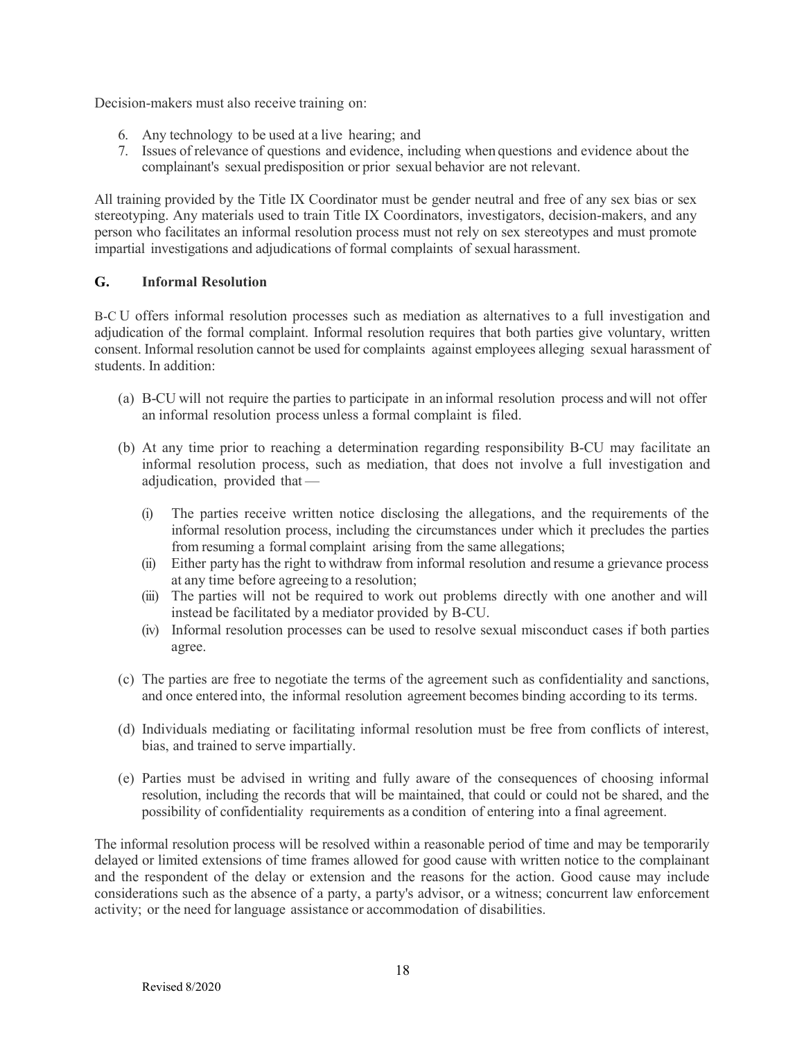Decision-makers must also receive training on:

6. Any technology to be used at a live hearing; and
7. Issues of relevance of questions and evidence, including when questions and evidence about the complainant's sexual predisposition or prior sexual behavior are not relevant.

All training provided by the Title IX Coordinator must be gender neutral and free of any sex bias or sex stereotyping. Any materials used to train Title IX Coordinators, investigators, decision-makers, and any person who facilitates an informal resolution process must not rely on sex stereotypes and must promote impartial investigations and adjudications of formal complaints of sexual harassment.

### G. Informal Resolution

B-C U offers informal resolution processes such as mediation as alternatives to a full investigation and adjudication of the formal complaint. Informal resolution requires that both parties give voluntary, written consent. Informal resolution cannot be used for complaints against employees alleging sexual harassment of students. In addition:

(a) B-CU will not require the parties to participate in an informal resolution process and will not offer an informal resolution process unless a formal complaint is filed.

(b) At any time prior to reaching a determination regarding responsibility B-CU may facilitate an informal resolution process, such as mediation, that does not involve a full investigation and adjudication, provided that —

   (i) The parties receive written notice disclosing the allegations, and the requirements of the informal resolution process, including the circumstances under which it precludes the parties from resuming a formal complaint arising from the same allegations;
   (ii) Either party has the right to withdraw from informal resolution and resume a grievance process at any time before agreeing to a resolution;
   (iii) The parties will not be required to work out problems directly with one another and will instead be facilitated by a mediator provided by B-CU.
   (iv) Informal resolution processes can be used to resolve sexual misconduct cases if both parties agree.

(c) The parties are free to negotiate the terms of the agreement such as confidentiality and sanctions, and once entered into, the informal resolution agreement becomes binding according to its terms.

(d) Individuals mediating or facilitating informal resolution must be free from conflicts of interest, bias, and trained to serve impartially.

(e) Parties must be advised in writing and fully aware of the consequences of choosing informal resolution, including the records that will be maintained, that could or could not be shared, and the possibility of confidentiality requirements as a condition of entering into a final agreement.

The informal resolution process will be resolved within a reasonable period of time and may be temporarily delayed or limited extensions of time frames allowed for good cause with written notice to the complainant and the respondent of the delay or extension and the reasons for the action. Good cause may include considerations such as the absence of a party, a party's advisor, or a witness; concurrent law enforcement activity; or the need for language assistance or accommodation of disabilities.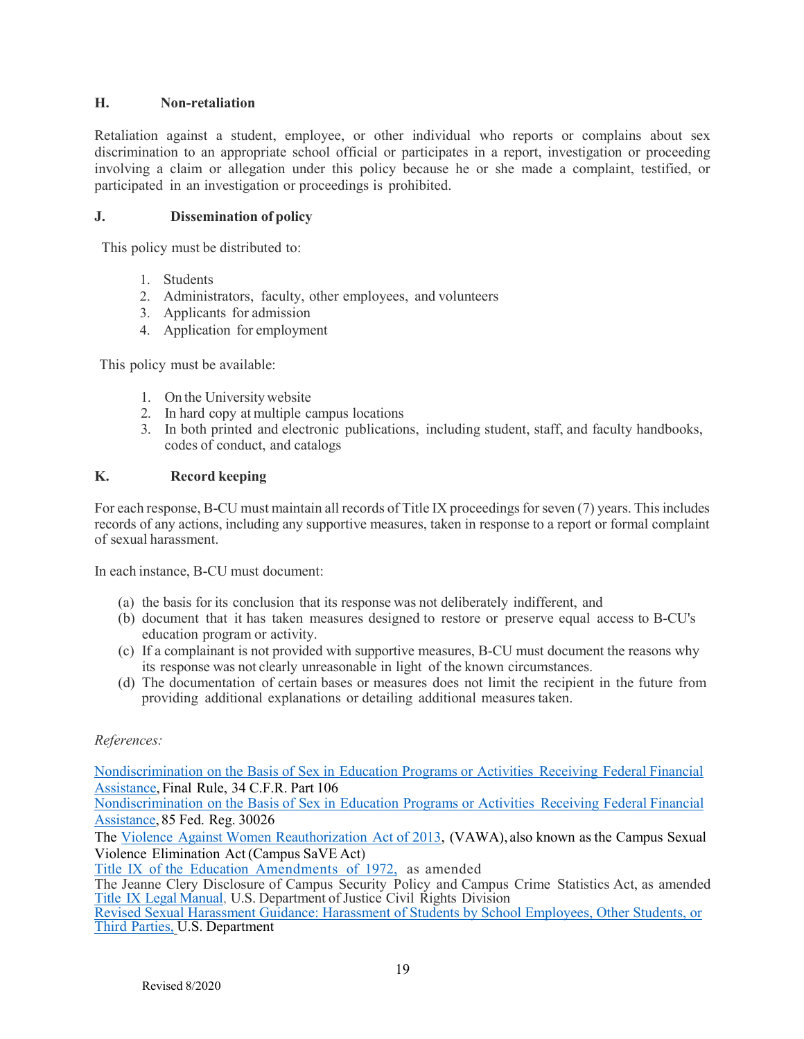## H. Non-retaliation

Retaliation against a student, employee, or other individual who reports or complains about sex discrimination to an appropriate school official or participates in a report, investigation or proceeding involving a claim or allegation under this policy because he or she made a complaint, testified, or participated in an investigation or proceedings is prohibited.

## J. Dissemination of policy

This policy must be distributed to:

1. Students
2. Administrators, faculty, other employees, and volunteers
3. Applicants for admission
4. Application for employment

This policy must be available:

1. On the University website
2. In hard copy at multiple campus locations
3. In both printed and electronic publications, including student, staff, and faculty handbooks, codes of conduct, and catalogs

## K. Record keeping

For each response, B-CU must maintain all records of Title IX proceedings for seven (7) years. This includes records of any actions, including any supportive measures, taken in response to a report or formal complaint of sexual harassment.

In each instance, B-CU must document:

(a) the basis for its conclusion that its response was not deliberately indifferent, and
(b) document that it has taken measures designed to restore or preserve equal access to B-CU's education program or activity.
(c) If a complainant is not provided with supportive measures, B-CU must document the reasons why its response was not clearly unreasonable in light of the known circumstances.
(d) The documentation of certain bases or measures does not limit the recipient in the future from providing additional explanations or detailing additional measures taken.

*References:*

Nondiscrimination on the Basis of Sex in Education Programs or Activities Receiving Federal Financial Assistance, Final Rule, 34 C.F.R. Part 106
Nondiscrimination on the Basis of Sex in Education Programs or Activities Receiving Federal Financial Assistance, 85 Fed. Reg. 30026
The Violence Against Women Reauthorization Act of 2013, (VAWA), also known as the Campus Sexual Violence Elimination Act (Campus SaVE Act)
Title IX of the Education Amendments of 1972, as amended
The Jeanne Clery Disclosure of Campus Security Policy and Campus Crime Statistics Act, as amended
Title IX Legal Manual, U.S. Department of Justice Civil Rights Division
Revised Sexual Harassment Guidance: Harassment of Students by School Employees, Other Students, or Third Parties, U.S. Department

Revised 8/2020